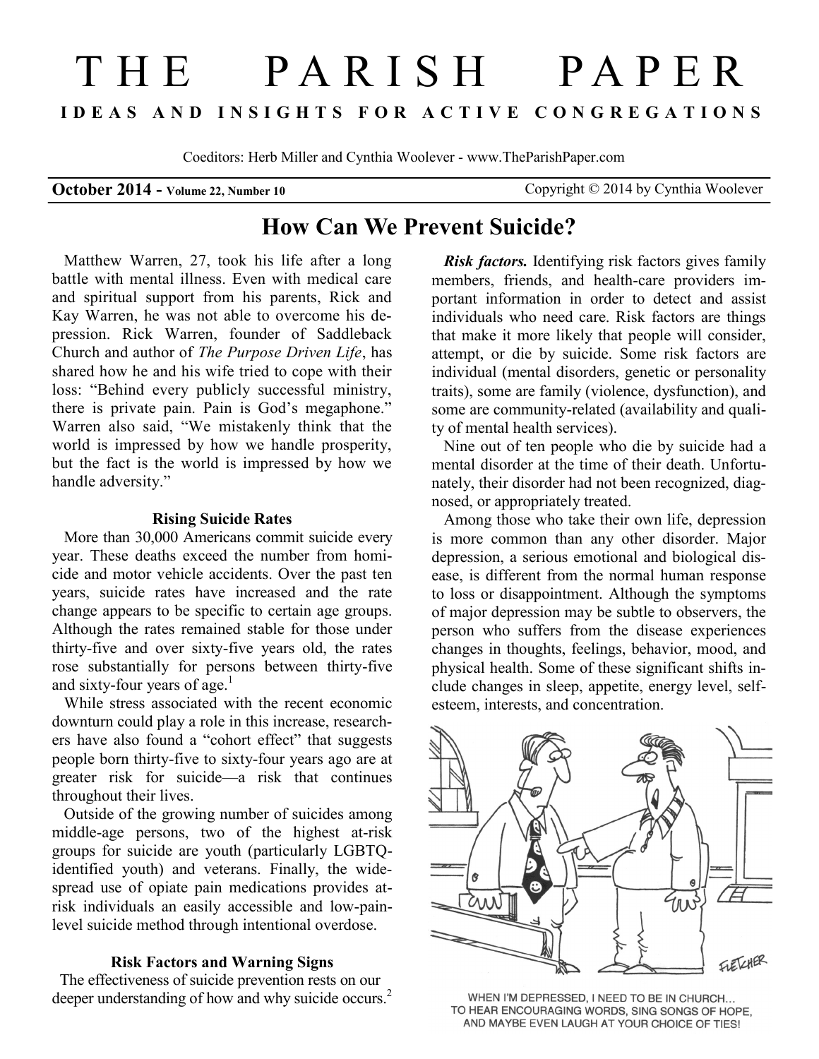# THE PARISH PAPER

**IDEAS AND INSIGHTS FOR ACTIVE CONGREGATIONS**

Coeditors: Herb Miller and Cynthia Woolever - www.TheParishPaper.com

**October 2014 - Volume 22, Number 10** Copyright © 2014 by Cynthia Woolever

## How Can We Prevent Suicide?

Matthew Warren, 27, took his life after a long battle with mental illness. Even with medical care and spiritual support from his parents, Rick and Kay Warren, he was not able to overcome his depression. Rick Warren, founder of Saddleback Church and author of *The Purpose Driven Life*, has shared how he and his wife tried to cope with their loss: "Behind every publicly successful ministry, there is private pain. Pain is God's megaphone." Warren also said, "We mistakenly think that the world is impressed by how we handle prosperity, but the fact is the world is impressed by how we handle adversity."

### Rising Suicide Rates

More than 30,000 Americans commit suicide every year. These deaths exceed the number from homicide and motor vehicle accidents. Over the past ten years, suicide rates have increased and the rate change appears to be specific to certain age groups. Although the rates remained stable for those under thirty-five and over sixty-five years old, the rates rose substantially for persons between thirty-five and sixty-four years of age.[1]

While stress associated with the recent economic downturn could play a role in this increase, researchers have also found a "cohort effect" that suggests people born thirty-five to sixty-four years ago are at greater risk for suicide—a risk that continues throughout their lives.

Outside of the growing number of suicides among middle-age persons, two of the highest at-risk groups for suicide are youth (particularly LGBTQ-identified youth) and veterans. Finally, the widespread use of opiate pain medications provides at-risk individuals an easily accessible and low-pain-level suicide method through intentional overdose.

### Risk Factors and Warning Signs

The effectiveness of suicide prevention rests on our deeper understanding of how and why suicide occurs.[2]

***Risk factors.*** Identifying risk factors gives family members, friends, and health-care providers important information in order to detect and assist individuals who need care. Risk factors are things that make it more likely that people will consider, attempt, or die by suicide. Some risk factors are individual (mental disorders, genetic or personality traits), some are family (violence, dysfunction), and some are community-related (availability and quality of mental health services).

Nine out of ten people who die by suicide had a mental disorder at the time of their death. Unfortunately, their disorder had not been recognized, diagnosed, or appropriately treated.

Among those who take their own life, depression is more common than any other disorder. Major depression, a serious emotional and biological disease, is different from the normal human response to loss or disappointment. Although the symptoms of major depression may be subtle to observers, the person who suffers from the disease experiences changes in thoughts, feelings, behavior, mood, and physical health. Some of these significant shifts include changes in sleep, appetite, energy level, self-esteem, interests, and concentration.

WHEN I'M DEPRESSED, I NEED TO BE IN CHURCH... TO HEAR ENCOURAGING WORDS, SING SONGS OF HOPE, AND MAYBE EVEN LAUGH AT YOUR CHOICE OF TIES!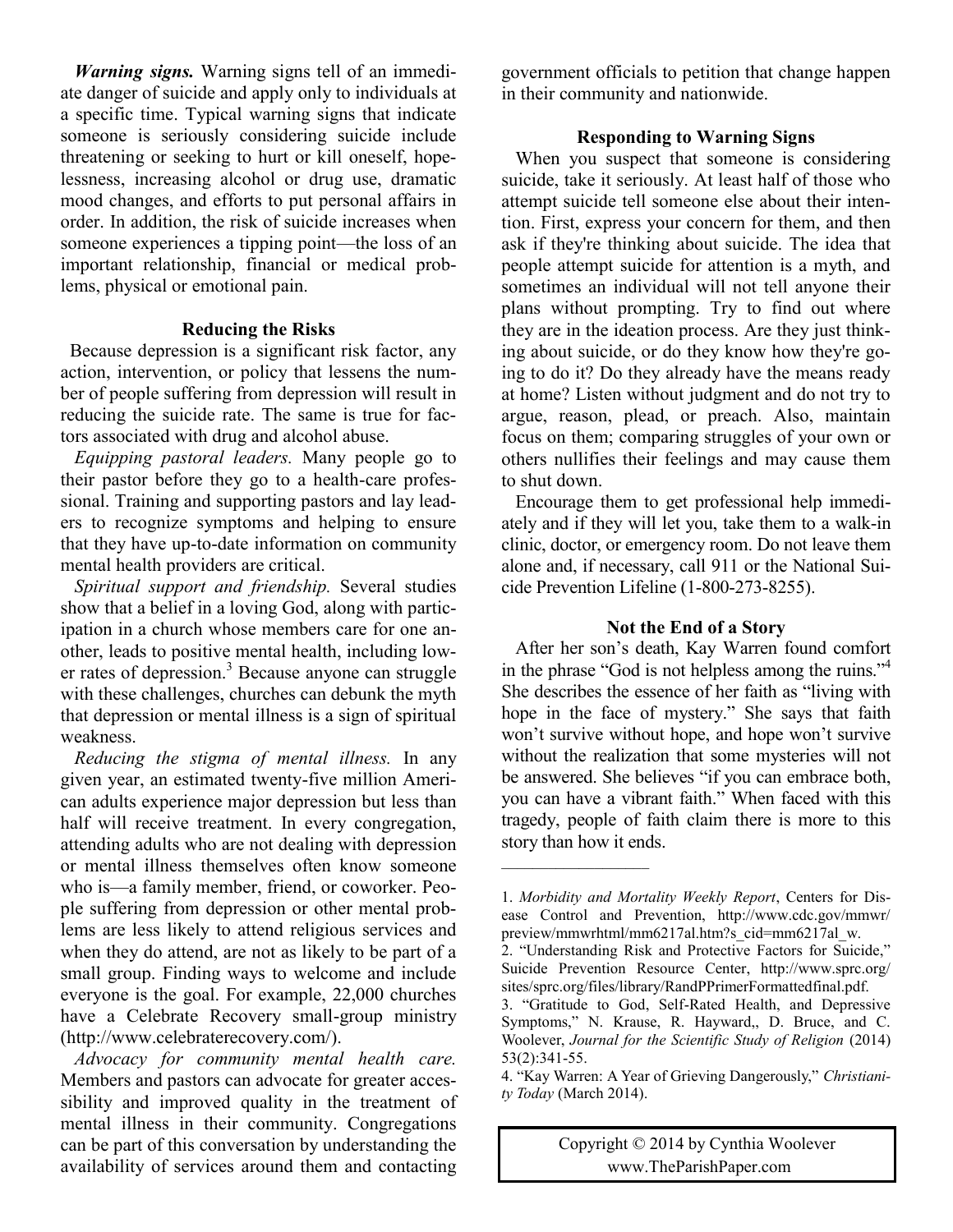***Warning signs.*** Warning signs tell of an immediate danger of suicide and apply only to individuals at a specific time. Typical warning signs that indicate someone is seriously considering suicide include threatening or seeking to hurt or kill oneself, hopelessness, increasing alcohol or drug use, dramatic mood changes, and efforts to put personal affairs in order. In addition, the risk of suicide increases when someone experiences a tipping point—the loss of an important relationship, financial or medical problems, physical or emotional pain.

### Reducing the Risks

Because depression is a significant risk factor, any action, intervention, or policy that lessens the number of people suffering from depression will result in reducing the suicide rate. The same is true for factors associated with drug and alcohol abuse.

*Equipping pastoral leaders.* Many people go to their pastor before they go to a health-care professional. Training and supporting pastors and lay leaders to recognize symptoms and helping to ensure that they have up-to-date information on community mental health providers are critical.

*Spiritual support and friendship.* Several studies show that a belief in a loving God, along with participation in a church whose members care for one another, leads to positive mental health, including lower rates of depression.[3] Because anyone can struggle with these challenges, churches can debunk the myth that depression or mental illness is a sign of spiritual weakness.

*Reducing the stigma of mental illness.* In any given year, an estimated twenty-five million American adults experience major depression but less than half will receive treatment. In every congregation, attending adults who are not dealing with depression or mental illness themselves often know someone who is—a family member, friend, or coworker. People suffering from depression or other mental problems are less likely to attend religious services and when they do attend, are not as likely to be part of a small group. Finding ways to welcome and include everyone is the goal. For example, 22,000 churches have a Celebrate Recovery small-group ministry (http://www.celebraterecovery.com/).

*Advocacy for community mental health care.* Members and pastors can advocate for greater accessibility and improved quality in the treatment of mental illness in their community. Congregations can be part of this conversation by understanding the availability of services around them and contacting government officials to petition that change happen in their community and nationwide.

### Responding to Warning Signs

When you suspect that someone is considering suicide, take it seriously. At least half of those who attempt suicide tell someone else about their intention. First, express your concern for them, and then ask if they're thinking about suicide. The idea that people attempt suicide for attention is a myth, and sometimes an individual will not tell anyone their plans without prompting. Try to find out where they are in the ideation process. Are they just thinking about suicide, or do they know how they're going to do it? Do they already have the means ready at home? Listen without judgment and do not try to argue, reason, plead, or preach. Also, maintain focus on them; comparing struggles of your own or others nullifies their feelings and may cause them to shut down.

Encourage them to get professional help immediately and if they will let you, take them to a walk-in clinic, doctor, or emergency room. Do not leave them alone and, if necessary, call 911 or the National Suicide Prevention Lifeline (1-800-273-8255).

### Not the End of a Story

After her son's death, Kay Warren found comfort in the phrase "God is not helpless among the ruins."[4] She describes the essence of her faith as "living with hope in the face of mystery." She says that faith won't survive without hope, and hope won't survive without the realization that some mysteries will not be answered. She believes "if you can embrace both, you can have a vibrant faith." When faced with this tragedy, people of faith claim there is more to this story than how it ends.

---

1. *Morbidity and Mortality Weekly Report*, Centers for Disease Control and Prevention, http://www.cdc.gov/mmwr/preview/mmwrhtml/mm6217al.htm?s_cid=mm6217al_w.
2. "Understanding Risk and Protective Factors for Suicide," Suicide Prevention Resource Center, http://www.sprc.org/sites/sprc.org/files/library/RandPPrimerFormattedfinal.pdf.
3. "Gratitude to God, Self-Rated Health, and Depressive Symptoms," N. Krause, R. Hayward,, D. Bruce, and C. Woolever, *Journal for the Scientific Study of Religion* (2014) 53(2):341-55.
4. "Kay Warren: A Year of Grieving Dangerously," *Christianity Today* (March 2014).

Copyright © 2014 by Cynthia Woolever
www.TheParishPaper.com